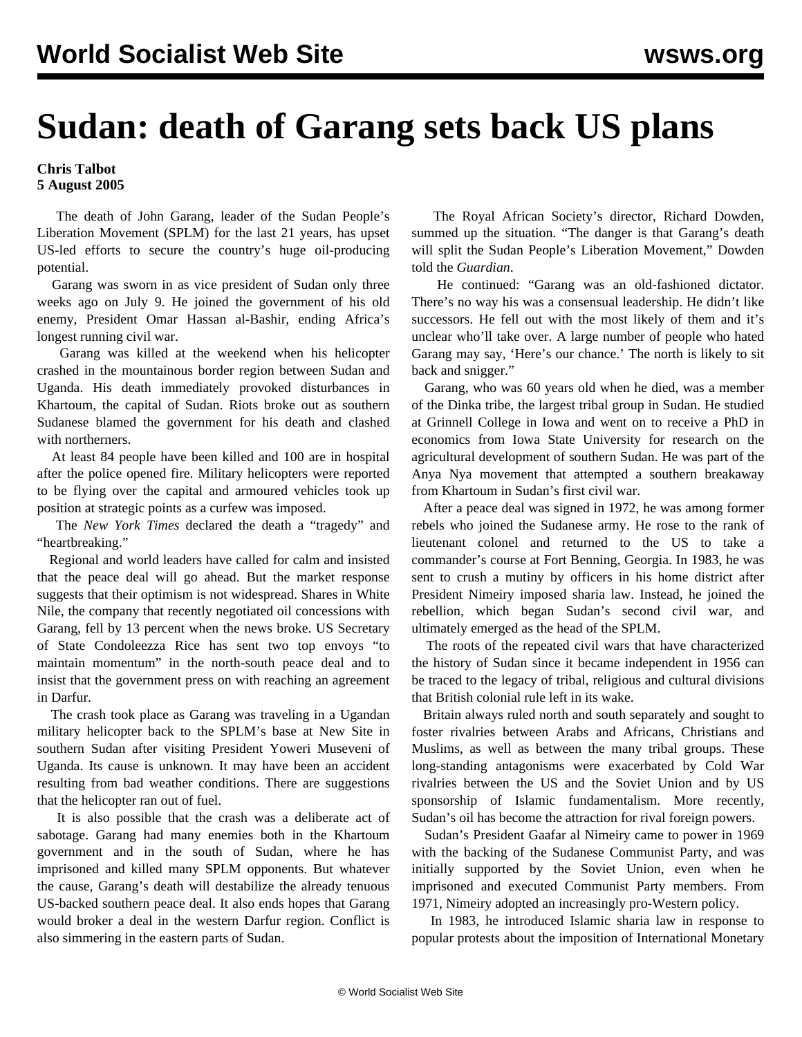# Sudan: death of Garang sets back US plans

**Chris Talbot**
**5 August 2005**

The death of John Garang, leader of the Sudan People's Liberation Movement (SPLM) for the last 21 years, has upset US-led efforts to secure the country's huge oil-producing potential.

Garang was sworn in as vice president of Sudan only three weeks ago on July 9. He joined the government of his old enemy, President Omar Hassan al-Bashir, ending Africa's longest running civil war.

Garang was killed at the weekend when his helicopter crashed in the mountainous border region between Sudan and Uganda. His death immediately provoked disturbances in Khartoum, the capital of Sudan. Riots broke out as southern Sudanese blamed the government for his death and clashed with northerners.

At least 84 people have been killed and 100 are in hospital after the police opened fire. Military helicopters were reported to be flying over the capital and armoured vehicles took up position at strategic points as a curfew was imposed.

The *New York Times* declared the death a "tragedy" and "heartbreaking."

Regional and world leaders have called for calm and insisted that the peace deal will go ahead. But the market response suggests that their optimism is not widespread. Shares in White Nile, the company that recently negotiated oil concessions with Garang, fell by 13 percent when the news broke. US Secretary of State Condoleezza Rice has sent two top envoys "to maintain momentum" in the north-south peace deal and to insist that the government press on with reaching an agreement in Darfur.

The crash took place as Garang was traveling in a Ugandan military helicopter back to the SPLM's base at New Site in southern Sudan after visiting President Yoweri Museveni of Uganda. Its cause is unknown. It may have been an accident resulting from bad weather conditions. There are suggestions that the helicopter ran out of fuel.

It is also possible that the crash was a deliberate act of sabotage. Garang had many enemies both in the Khartoum government and in the south of Sudan, where he has imprisoned and killed many SPLM opponents. But whatever the cause, Garang's death will destabilize the already tenuous US-backed southern peace deal. It also ends hopes that Garang would broker a deal in the western Darfur region. Conflict is also simmering in the eastern parts of Sudan.

The Royal African Society's director, Richard Dowden, summed up the situation. "The danger is that Garang's death will split the Sudan People's Liberation Movement," Dowden told the *Guardian*.

He continued: "Garang was an old-fashioned dictator. There's no way his was a consensual leadership. He didn't like successors. He fell out with the most likely of them and it's unclear who'll take over. A large number of people who hated Garang may say, 'Here's our chance.' The north is likely to sit back and snigger."

Garang, who was 60 years old when he died, was a member of the Dinka tribe, the largest tribal group in Sudan. He studied at Grinnell College in Iowa and went on to receive a PhD in economics from Iowa State University for research on the agricultural development of southern Sudan. He was part of the Anya Nya movement that attempted a southern breakaway from Khartoum in Sudan's first civil war.

After a peace deal was signed in 1972, he was among former rebels who joined the Sudanese army. He rose to the rank of lieutenant colonel and returned to the US to take a commander's course at Fort Benning, Georgia. In 1983, he was sent to crush a mutiny by officers in his home district after President Nimeiry imposed sharia law. Instead, he joined the rebellion, which began Sudan's second civil war, and ultimately emerged as the head of the SPLM.

The roots of the repeated civil wars that have characterized the history of Sudan since it became independent in 1956 can be traced to the legacy of tribal, religious and cultural divisions that British colonial rule left in its wake.

Britain always ruled north and south separately and sought to foster rivalries between Arabs and Africans, Christians and Muslims, as well as between the many tribal groups. These long-standing antagonisms were exacerbated by Cold War rivalries between the US and the Soviet Union and by US sponsorship of Islamic fundamentalism. More recently, Sudan's oil has become the attraction for rival foreign powers.

Sudan's President Gaafar al Nimeiry came to power in 1969 with the backing of the Sudanese Communist Party, and was initially supported by the Soviet Union, even when he imprisoned and executed Communist Party members. From 1971, Nimeiry adopted an increasingly pro-Western policy.

In 1983, he introduced Islamic sharia law in response to popular protests about the imposition of International Monetary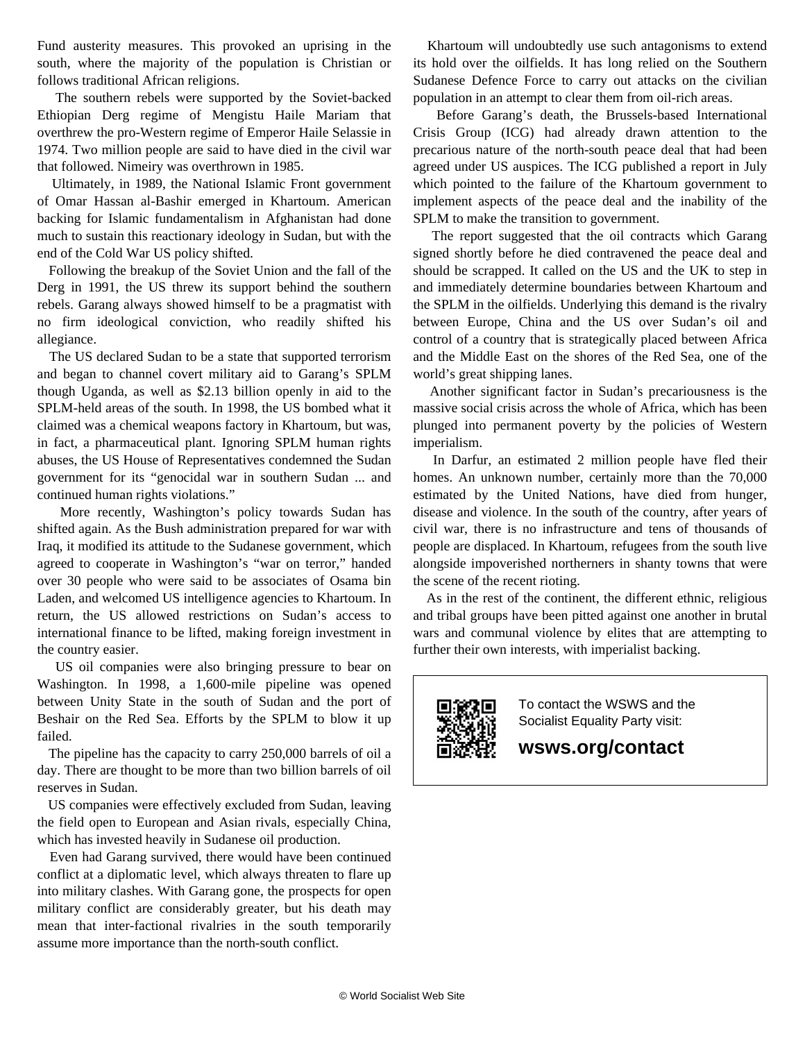Fund austerity measures. This provoked an uprising in the south, where the majority of the population is Christian or follows traditional African religions.

The southern rebels were supported by the Soviet-backed Ethiopian Derg regime of Mengistu Haile Mariam that overthrew the pro-Western regime of Emperor Haile Selassie in 1974. Two million people are said to have died in the civil war that followed. Nimeiry was overthrown in 1985.

Ultimately, in 1989, the National Islamic Front government of Omar Hassan al-Bashir emerged in Khartoum. American backing for Islamic fundamentalism in Afghanistan had done much to sustain this reactionary ideology in Sudan, but with the end of the Cold War US policy shifted.

Following the breakup of the Soviet Union and the fall of the Derg in 1991, the US threw its support behind the southern rebels. Garang always showed himself to be a pragmatist with no firm ideological conviction, who readily shifted his allegiance.

The US declared Sudan to be a state that supported terrorism and began to channel covert military aid to Garang's SPLM though Uganda, as well as $2.13 billion openly in aid to the SPLM-held areas of the south. In 1998, the US bombed what it claimed was a chemical weapons factory in Khartoum, but was, in fact, a pharmaceutical plant. Ignoring SPLM human rights abuses, the US House of Representatives condemned the Sudan government for its "genocidal war in southern Sudan ... and continued human rights violations."

More recently, Washington's policy towards Sudan has shifted again. As the Bush administration prepared for war with Iraq, it modified its attitude to the Sudanese government, which agreed to cooperate in Washington's "war on terror," handed over 30 people who were said to be associates of Osama bin Laden, and welcomed US intelligence agencies to Khartoum. In return, the US allowed restrictions on Sudan's access to international finance to be lifted, making foreign investment in the country easier.

US oil companies were also bringing pressure to bear on Washington. In 1998, a 1,600-mile pipeline was opened between Unity State in the south of Sudan and the port of Beshair on the Red Sea. Efforts by the SPLM to blow it up failed.

The pipeline has the capacity to carry 250,000 barrels of oil a day. There are thought to be more than two billion barrels of oil reserves in Sudan.

US companies were effectively excluded from Sudan, leaving the field open to European and Asian rivals, especially China, which has invested heavily in Sudanese oil production.

Even had Garang survived, there would have been continued conflict at a diplomatic level, which always threaten to flare up into military clashes. With Garang gone, the prospects for open military conflict are considerably greater, but his death may mean that inter-factional rivalries in the south temporarily assume more importance than the north-south conflict.

Khartoum will undoubtedly use such antagonisms to extend its hold over the oilfields. It has long relied on the Southern Sudanese Defence Force to carry out attacks on the civilian population in an attempt to clear them from oil-rich areas.

Before Garang's death, the Brussels-based International Crisis Group (ICG) had already drawn attention to the precarious nature of the north-south peace deal that had been agreed under US auspices. The ICG published a report in July which pointed to the failure of the Khartoum government to implement aspects of the peace deal and the inability of the SPLM to make the transition to government.

The report suggested that the oil contracts which Garang signed shortly before he died contravened the peace deal and should be scrapped. It called on the US and the UK to step in and immediately determine boundaries between Khartoum and the SPLM in the oilfields. Underlying this demand is the rivalry between Europe, China and the US over Sudan's oil and control of a country that is strategically placed between Africa and the Middle East on the shores of the Red Sea, one of the world's great shipping lanes.

Another significant factor in Sudan's precariousness is the massive social crisis across the whole of Africa, which has been plunged into permanent poverty by the policies of Western imperialism.

In Darfur, an estimated 2 million people have fled their homes. An unknown number, certainly more than the 70,000 estimated by the United Nations, have died from hunger, disease and violence. In the south of the country, after years of civil war, there is no infrastructure and tens of thousands of people are displaced. In Khartoum, refugees from the south live alongside impoverished northerners in shanty towns that were the scene of the recent rioting.

As in the rest of the continent, the different ethnic, religious and tribal groups have been pitted against one another in brutal wars and communal violence by elites that are attempting to further their own interests, with imperialist backing.

To contact the WSWS and the Socialist Equality Party visit:

**wsws.org/contact**